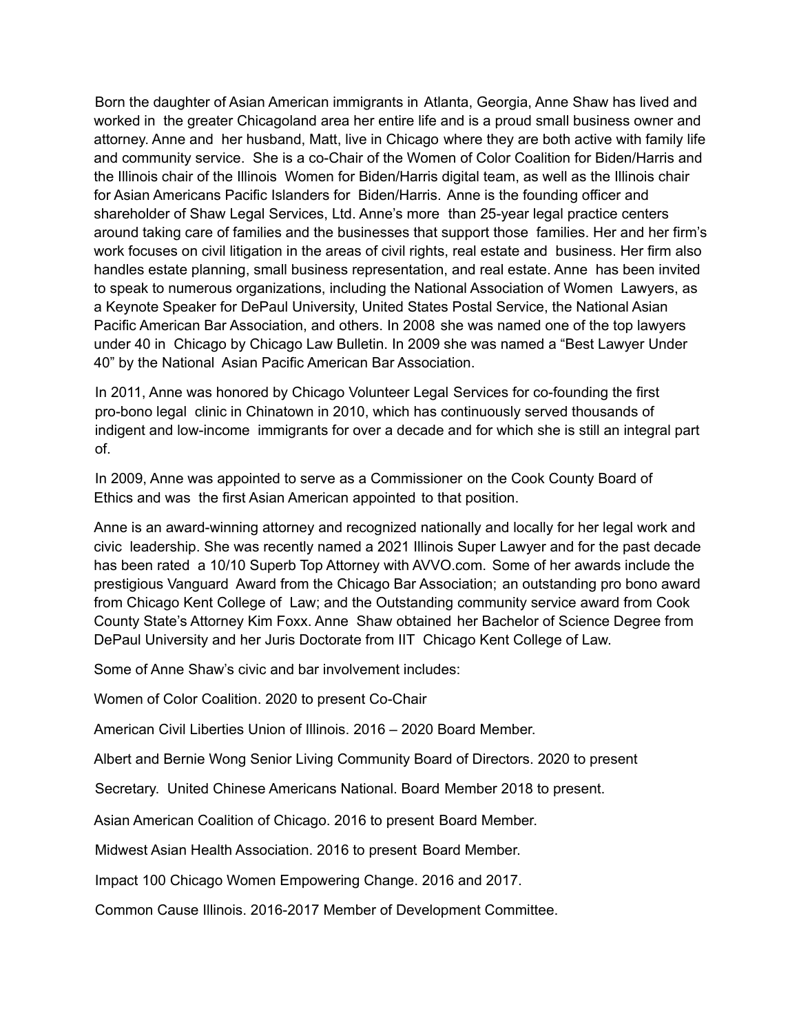Born the daughter of Asian American immigrants in Atlanta, Georgia, Anne Shaw has lived and worked in the greater Chicagoland area her entire life and is a proud small business owner and attorney. Anne and her husband, Matt, live in Chicago where they are both active with family life and community service. She is a co-Chair of the Women of Color Coalition for Biden/Harris and the Illinois chair of the Illinois Women for Biden/Harris digital team, as well as the Illinois chair for Asian Americans Pacific Islanders for Biden/Harris. Anne is the founding officer and shareholder of Shaw Legal Services, Ltd. Anne's more than 25-year legal practice centers around taking care of families and the businesses that support those families. Her and her firm's work focuses on civil litigation in the areas of civil rights, real estate and business. Her firm also handles estate planning, small business representation, and real estate. Anne has been invited to speak to numerous organizations, including the National Association of Women Lawyers, as a Keynote Speaker for DePaul University, United States Postal Service, the National Asian Pacific American Bar Association, and others. In 2008 she was named one of the top lawyers under 40 in Chicago by Chicago Law Bulletin. In 2009 she was named a "Best Lawyer Under 40" by the National Asian Pacific American Bar Association.

In 2011, Anne was honored by Chicago Volunteer Legal Services for co-founding the first pro-bono legal clinic in Chinatown in 2010, which has continuously served thousands of indigent and low-income immigrants for over a decade and for which she is still an integral part of.

In 2009, Anne was appointed to serve as a Commissioner on the Cook County Board of Ethics and was the first Asian American appointed to that position.

Anne is an award-winning attorney and recognized nationally and locally for her legal work and civic leadership. She was recently named a 2021 Illinois Super Lawyer and for the past decade has been rated a 10/10 Superb Top Attorney with AVVO.com. Some of her awards include the prestigious Vanguard Award from the Chicago Bar Association; an outstanding pro bono award from Chicago Kent College of Law; and the Outstanding community service award from Cook County State's Attorney Kim Foxx. Anne Shaw obtained her Bachelor of Science Degree from DePaul University and her Juris Doctorate from IIT Chicago Kent College of Law.

Some of Anne Shaw's civic and bar involvement includes:

Women of Color Coalition. 2020 to present Co-Chair

American Civil Liberties Union of Illinois. 2016 – 2020 Board Member.

Albert and Bernie Wong Senior Living Community Board of Directors. 2020 to present

Secretary. United Chinese Americans National. Board Member 2018 to present.

Asian American Coalition of Chicago. 2016 to present Board Member.

Midwest Asian Health Association. 2016 to present Board Member.

Impact 100 Chicago Women Empowering Change. 2016 and 2017.

Common Cause Illinois. 2016-2017 Member of Development Committee.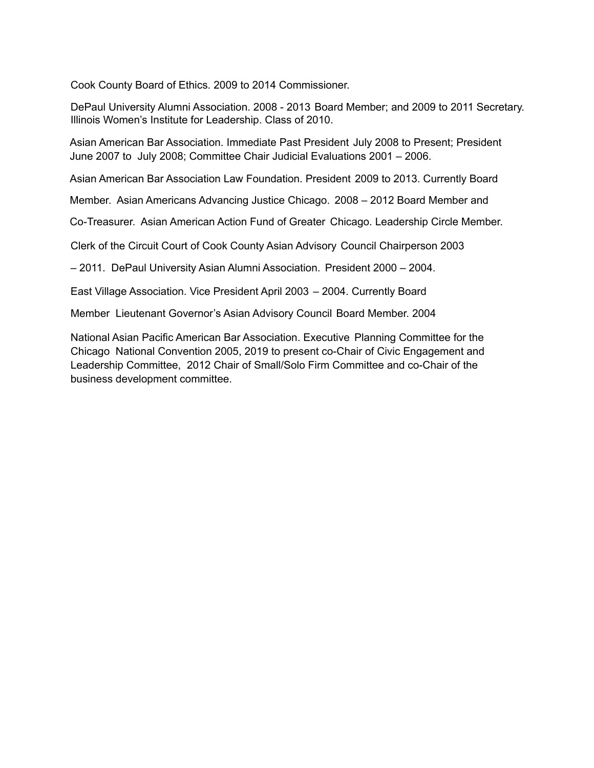Cook County Board of Ethics. 2009 to 2014 Commissioner.

DePaul University Alumni Association. 2008 - 2013 Board Member; and 2009 to 2011 Secretary. Illinois Women's Institute for Leadership. Class of 2010.

Asian American Bar Association. Immediate Past President July 2008 to Present; President June 2007 to July 2008; Committee Chair Judicial Evaluations 2001 – 2006.

Asian American Bar Association Law Foundation. President 2009 to 2013. Currently Board Member. Asian Americans Advancing Justice Chicago. 2008 – 2012 Board Member and Co-Treasurer. Asian American Action Fund of Greater Chicago. Leadership Circle Member.

Clerk of the Circuit Court of Cook County Asian Advisory Council Chairperson 2003 – 2011. DePaul University Asian Alumni Association. President 2000 – 2004.

East Village Association. Vice President April 2003 – 2004. Currently Board Member Lieutenant Governor's Asian Advisory Council Board Member. 2004

National Asian Pacific American Bar Association. Executive Planning Committee for the Chicago National Convention 2005, 2019 to present co-Chair of Civic Engagement and Leadership Committee, 2012 Chair of Small/Solo Firm Committee and co-Chair of the business development committee.